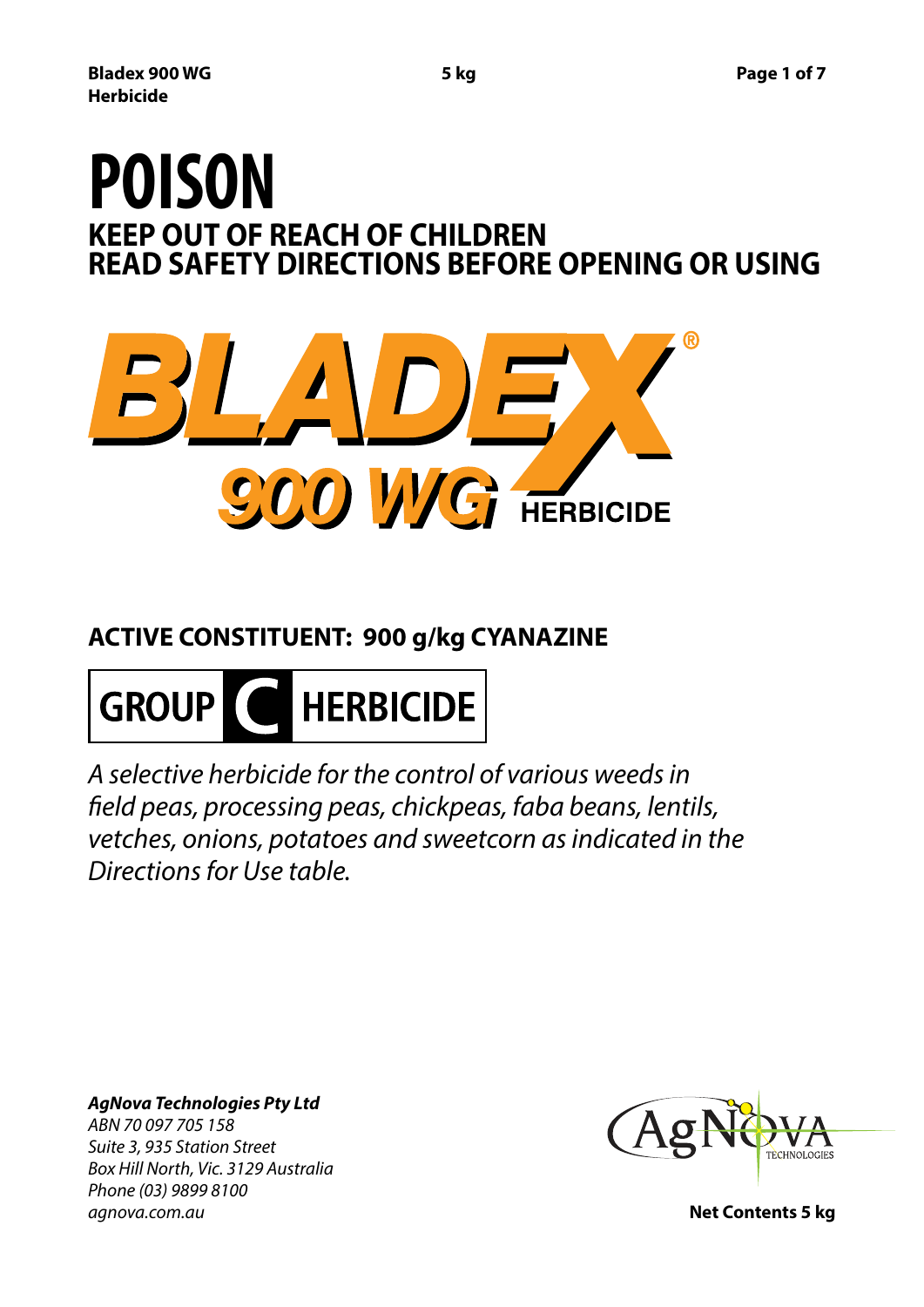# POISON

## KEEP OUT OF REACH OF CHILDREN
## READ SAFETY DIRECTIONS BEFORE OPENING OR USING

# BLADEX® 900 WG HERBICIDE

**ACTIVE CONSTITUENT: 900 g/kg CYANAZINE**

**GROUP C HERBICIDE**

*A selective herbicide for the control of various weeds in field peas, processing peas, chickpeas, faba beans, lentils, vetches, onions, potatoes and sweetcorn as indicated in the Directions for Use table.*

***AgNova Technologies Pty Ltd***
*ABN 70 097 705 158*
*Suite 3, 935 Station Street*
*Box Hill North, Vic. 3129 Australia*
*Phone (03) 9899 8100*
*agnova.com.au*

AgNova TECHNOLOGIES

**Net Contents 5 kg**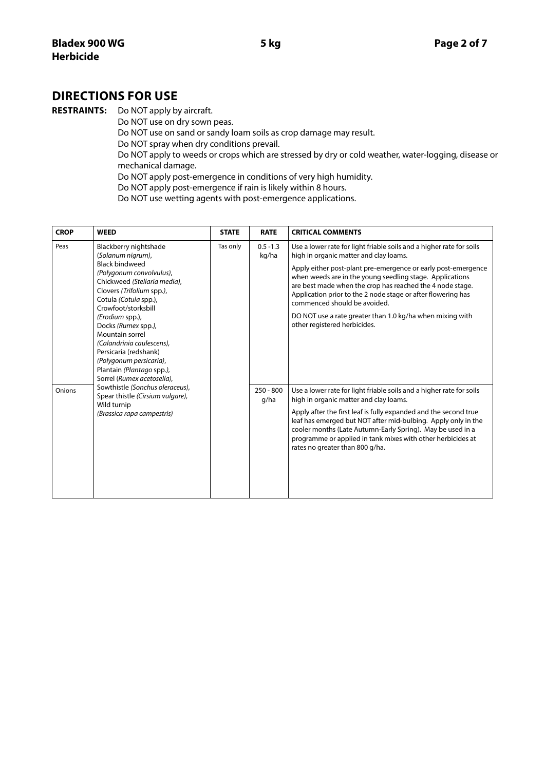## DIRECTIONS FOR USE

**RESTRAINTS:** Do NOT apply by aircraft.
Do NOT use on dry sown peas.
Do NOT use on sand or sandy loam soils as crop damage may result.
Do NOT spray when dry conditions prevail.
Do NOT apply to weeds or crops which are stressed by dry or cold weather, water-logging, disease or mechanical damage.
Do NOT apply post-emergence in conditions of very high humidity.
Do NOT apply post-emergence if rain is likely within 8 hours.
Do NOT use wetting agents with post-emergence applications.

| CROP | WEED | STATE | RATE | CRITICAL COMMENTS |
|---|---|---|---|---|
| Peas | Blackberry nightshade (*Solanum nigrum*), Black bindweed (*Polygonum convolvulus*), Chickweed (*Stellaria media*), Clovers (*Trifolium* spp.), Cotula (*Cotula* spp.), Crowfoot/storksbill (*Erodium* spp.), Docks (*Rumex* spp.), Mountain sorrel (*Calandrinia caulescens*), Persicaria (redshank) (*Polygonum persicaria*), Plantain (*Plantago* spp.), Sorrel (*Rumex acetosella*), Sowthistle (*Sonchus oleraceus*), Spear thistle (*Cirsium vulgare*), Wild turnip (*Brassica rapa campestris*) | Tas only | 0.5 -1.3 kg/ha | Use a lower rate for light friable soils and a higher rate for soils high in organic matter and clay loams.<br><br>Apply either post-plant pre-emergence or early post-emergence when weeds are in the young seedling stage. Applications are best made when the crop has reached the 4 node stage. Application prior to the 2 node stage or after flowering has commenced should be avoided.<br><br>DO NOT use a rate greater than 1.0 kg/ha when mixing with other registered herbicides. |
| Onions | | | 250 - 800 g/ha | Use a lower rate for light friable soils and a higher rate for soils high in organic matter and clay loams.<br><br>Apply after the first leaf is fully expanded and the second true leaf has emerged but NOT after mid-bulbing. Apply only in the cooler months (Late Autumn-Early Spring). May be used in a programme or applied in tank mixes with other herbicides at rates no greater than 800 g/ha. |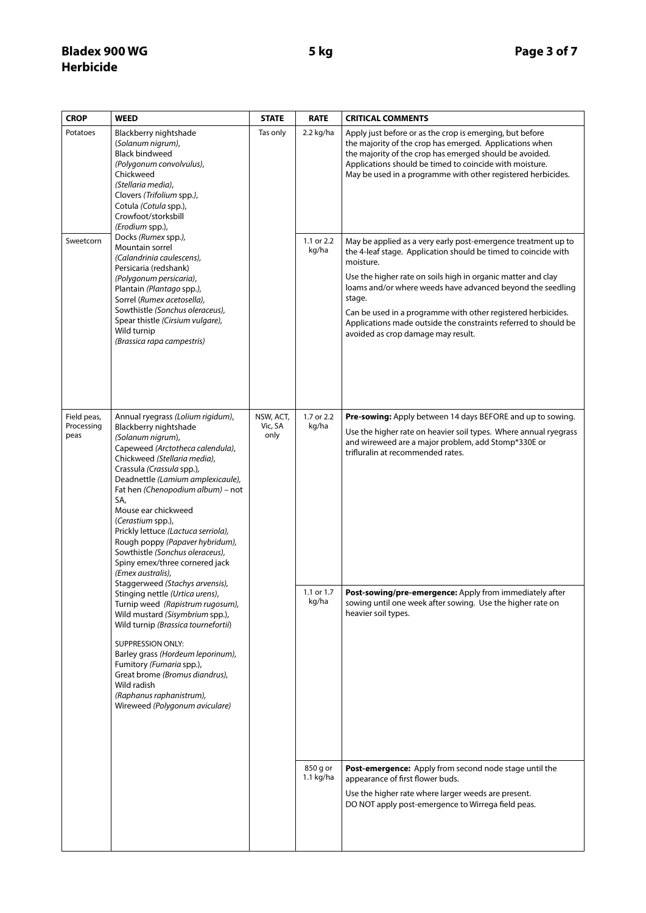| CROP | WEED | STATE | RATE | CRITICAL COMMENTS |
| --- | --- | --- | --- | --- |
| Potatoes | Blackberry nightshade (*Solanum nigrum*), Black bindweed (*Polygonum convolvulus*), Chickweed (*Stellaria media*), Clovers (*Trifolium* spp.), Cotula (*Cotula* spp.), Crowfoot/storksbill (*Erodium* spp.), Docks (*Rumex* spp.), Mountain sorrel (*Calandrinia caulescens*), Persicaria (redshank) (*Polygonum persicaria*), Plantain (*Plantago* spp.), Sorrel (*Rumex acetosella*), Sowthistle (*Sonchus oleraceus*), Spear thistle (*Cirsium vulgare*), Wild turnip (*Brassica rapa campestris*) | Tas only | 2.2 kg/ha | Apply just before or as the crop is emerging, but before the majority of the crop has emerged. Applications when the majority of the crop has emerged should be avoided. Applications should be timed to coincide with moisture. May be used in a programme with other registered herbicides. |
| Sweetcorn | | | 1.1 or 2.2 kg/ha | May be applied as a very early post-emergence treatment up to the 4-leaf stage. Application should be timed to coincide with moisture.<br><br>Use the higher rate on soils high in organic matter and clay loams and/or where weeds have advanced beyond the seedling stage.<br><br>Can be used in a programme with other registered herbicides. Applications made outside the constraints referred to should be avoided as crop damage may result. |
| Field peas, Processing peas | Annual ryegrass (*Lolium rigidum*), Blackberry nightshade (*Solanum nigrum*), Capeweed (*Arctotheca calendula*), Chickweed (*Stellaria media*), Crassula (*Crassula* spp.), Deadnettle (*Lamium amplexicaule*), Fat hen (*Chenopodium album*) – not SA, Mouse ear chickweed (*Cerastium* spp.), Prickly lettuce (*Lactuca serriola*), Rough poppy (*Papaver hybridum*), Sowthistle (*Sonchus oleraceus*), Spiny emex/three cornered jack (*Emex australis*), Staggerweed (*Stachys arvensis*), Stinging nettle (*Urtica urens*), Turnip weed (*Rapistrum rugosum*), Wild mustard (*Sisymbrium* spp.), Wild turnip (*Brassica tournefortii*)<br><br>SUPPRESSION ONLY:<br>Barley grass (*Hordeum leporinum*), Fumitory (*Fumaria* spp.), Great brome (*Bromus diandrus*), Wild radish (*Raphanus raphanistrum*), Wireweed (*Polygonum aviculare*) | NSW, ACT, Vic, SA only | 1.7 or 2.2 kg/ha | **Pre-sowing:** Apply between 14 days BEFORE and up to sowing.<br><br>Use the higher rate on heavier soil types. Where annual ryegrass and wireweed are a major problem, add Stomp*330E or trifluralin at recommended rates. |
| | | | 1.1 or 1.7 kg/ha | **Post-sowing/pre-emergence:** Apply from immediately after sowing until one week after sowing. Use the higher rate on heavier soil types. |
| | | | 850 g or 1.1 kg/ha | **Post-emergence:** Apply from second node stage until the appearance of first flower buds.<br><br>Use the higher rate where larger weeds are present.<br>DO NOT apply post-emergence to Wirrega field peas. |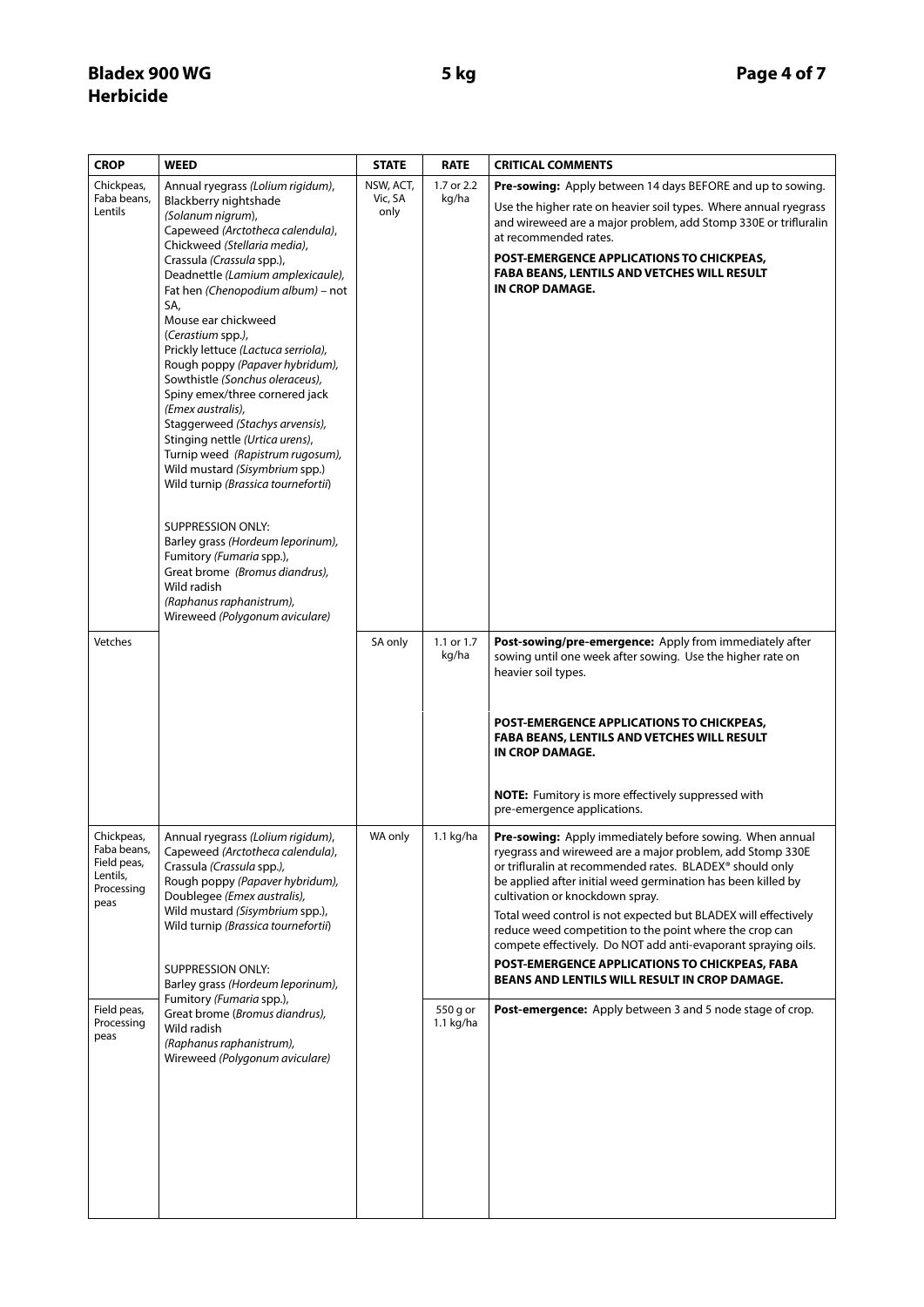| CROP | WEED | STATE | RATE | CRITICAL COMMENTS |
|---|---|---|---|---|
| Chickpeas, Faba beans, Lentils | Annual ryegrass *(Lolium rigidum)*, Blackberry nightshade *(Solanum nigrum)*, Capeweed *(Arctotheca calendula)*, Chickweed *(Stellaria media)*, Crassula *(Crassula* spp.), Deadnettle *(Lamium amplexicaule)*, Fat hen *(Chenopodium album)* – not SA, Mouse ear chickweed (*Cerastium* spp.), Prickly lettuce *(Lactuca serriola)*, Rough poppy *(Papaver hybridum)*, Sowthistle *(Sonchus oleraceus)*, Spiny emex/three cornered jack *(Emex australis)*, Staggerweed *(Stachys arvensis)*, Stinging nettle *(Urtica urens)*, Turnip weed *(Rapistrum rugosum)*, Wild mustard *(Sisymbrium* spp.) Wild turnip *(Brassica tournefortii)*<br><br>SUPPRESSION ONLY:<br>Barley grass *(Hordeum leporinum)*, Fumitory *(Fumaria* spp.), Great brome *(Bromus diandrus)*, Wild radish *(Raphanus raphanistrum)*, Wireweed *(Polygonum aviculare)* | NSW, ACT, Vic, SA only | 1.7 or 2.2 kg/ha | **Pre-sowing:** Apply between 14 days BEFORE and up to sowing.<br>Use the higher rate on heavier soil types. Where annual ryegrass and wireweed are a major problem, add Stomp 330E or trifluralin at recommended rates.<br>**POST-EMERGENCE APPLICATIONS TO CHICKPEAS, FABA BEANS, LENTILS AND VETCHES WILL RESULT IN CROP DAMAGE.** |
| Vetches | | SA only | 1.1 or 1.7 kg/ha | **Post-sowing/pre-emergence:** Apply from immediately after sowing until one week after sowing. Use the higher rate on heavier soil types.<br>**POST-EMERGENCE APPLICATIONS TO CHICKPEAS, FABA BEANS, LENTILS AND VETCHES WILL RESULT IN CROP DAMAGE.**<br>**NOTE:** Fumitory is more effectively suppressed with pre-emergence applications. |
| Chickpeas, Faba beans, Field peas, Lentils, Processing peas | Annual ryegrass *(Lolium rigidum)*, Capeweed *(Arctotheca calendula)*, Crassula *(Crassula* spp.*)*, Rough poppy *(Papaver hybridum)*, Doublegee *(Emex australis)*, Wild mustard *(Sisymbrium* spp.), Wild turnip *(Brassica tournefortii)*<br><br>SUPPRESSION ONLY:<br>Barley grass *(Hordeum leporinum)*, Fumitory *(Fumaria* spp.), Great brome (*Bromus diandrus*), Wild radish *(Raphanus raphanistrum)*, Wireweed *(Polygonum aviculare)* | WA only | 1.1 kg/ha | **Pre-sowing:** Apply immediately before sowing. When annual ryegrass and wireweed are a major problem, add Stomp 330E or trifluralin at recommended rates. BLADEX® should only be applied after initial weed germination has been killed by cultivation or knockdown spray.<br>Total weed control is not expected but BLADEX will effectively reduce weed competition to the point where the crop can compete effectively. Do NOT add anti-evaporant spraying oils.<br>**POST-EMERGENCE APPLICATIONS TO CHICKPEAS, FABA BEANS AND LENTILS WILL RESULT IN CROP DAMAGE.** |
| Field peas, Processing peas | | | 550 g or 1.1 kg/ha | **Post-emergence:** Apply between 3 and 5 node stage of crop. |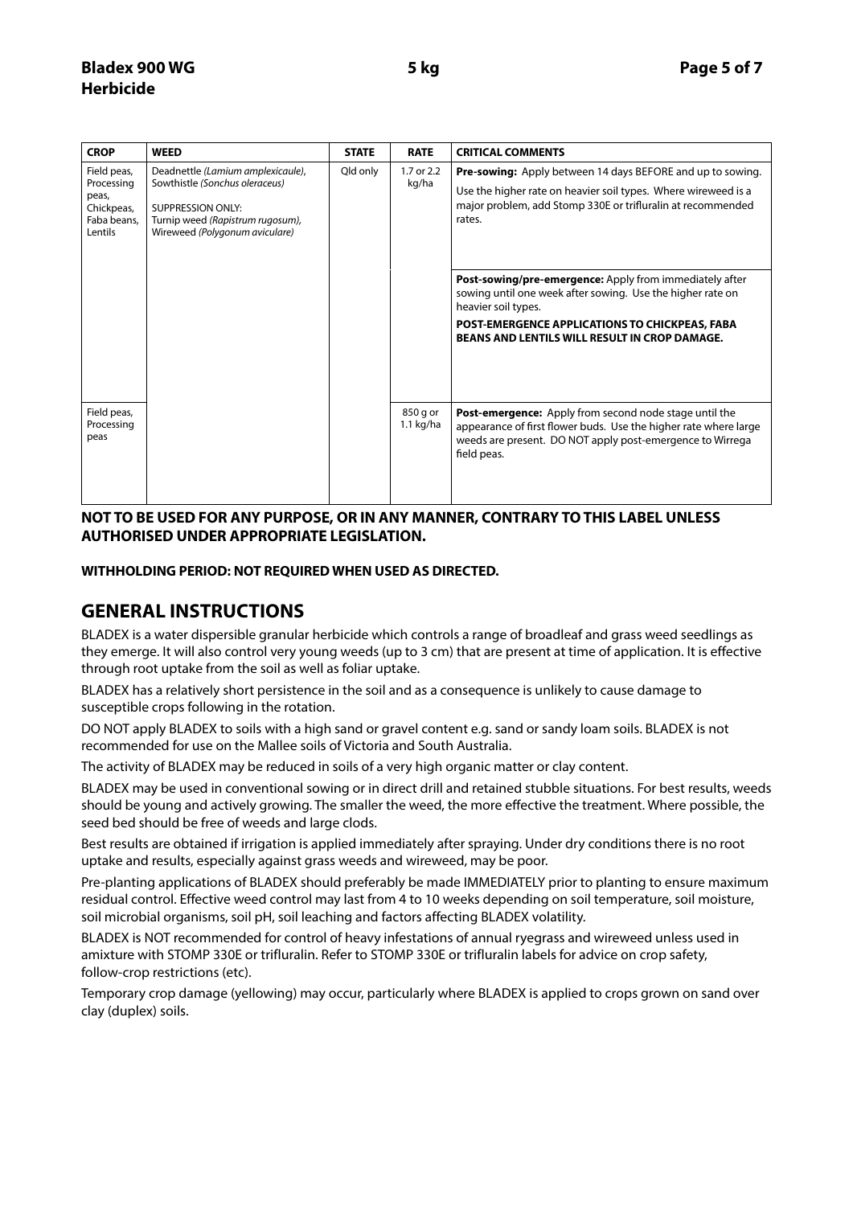| CROP | WEED | STATE | RATE | CRITICAL COMMENTS |
|---|---|---|---|---|
| Field peas, Processing peas, Chickpeas, Faba beans, Lentils | Deadnettle *(Lamium amplexicaule)*, Sowthistle *(Sonchus oleraceus)*<br><br>SUPPRESSION ONLY:<br>Turnip weed *(Rapistrum rugosum)*, Wireweed *(Polygonum aviculare)* | Qld only | 1.7 or 2.2 kg/ha | **Pre-sowing:** Apply between 14 days BEFORE and up to sowing.<br><br>Use the higher rate on heavier soil types. Where wireweed is a major problem, add Stomp 330E or trifluralin at recommended rates. |
| | | | | **Post-sowing/pre-emergence:** Apply from immediately after sowing until one week after sowing. Use the higher rate on heavier soil types.<br><br>**POST-EMERGENCE APPLICATIONS TO CHICKPEAS, FABA BEANS AND LENTILS WILL RESULT IN CROP DAMAGE.** |
| Field peas, Processing peas | | | 850 g or 1.1 kg/ha | **Post-emergence:** Apply from second node stage until the appearance of first flower buds. Use the higher rate where large weeds are present. DO NOT apply post-emergence to Wirrega field peas. |

**NOT TO BE USED FOR ANY PURPOSE, OR IN ANY MANNER, CONTRARY TO THIS LABEL UNLESS AUTHORISED UNDER APPROPRIATE LEGISLATION.**

**WITHHOLDING PERIOD: NOT REQUIRED WHEN USED AS DIRECTED.**

## GENERAL INSTRUCTIONS

BLADEX is a water dispersible granular herbicide which controls a range of broadleaf and grass weed seedlings as they emerge. It will also control very young weeds (up to 3 cm) that are present at time of application. It is effective through root uptake from the soil as well as foliar uptake.

BLADEX has a relatively short persistence in the soil and as a consequence is unlikely to cause damage to susceptible crops following in the rotation.

DO NOT apply BLADEX to soils with a high sand or gravel content e.g. sand or sandy loam soils. BLADEX is not recommended for use on the Mallee soils of Victoria and South Australia.

The activity of BLADEX may be reduced in soils of a very high organic matter or clay content.

BLADEX may be used in conventional sowing or in direct drill and retained stubble situations. For best results, weeds should be young and actively growing. The smaller the weed, the more effective the treatment. Where possible, the seed bed should be free of weeds and large clods.

Best results are obtained if irrigation is applied immediately after spraying. Under dry conditions there is no root uptake and results, especially against grass weeds and wireweed, may be poor.

Pre-planting applications of BLADEX should preferably be made IMMEDIATELY prior to planting to ensure maximum residual control. Effective weed control may last from 4 to 10 weeks depending on soil temperature, soil moisture, soil microbial organisms, soil pH, soil leaching and factors affecting BLADEX volatility.

BLADEX is NOT recommended for control of heavy infestations of annual ryegrass and wireweed unless used in amixture with STOMP 330E or trifluralin. Refer to STOMP 330E or trifluralin labels for advice on crop safety, follow-crop restrictions (etc).

Temporary crop damage (yellowing) may occur, particularly where BLADEX is applied to crops grown on sand over clay (duplex) soils.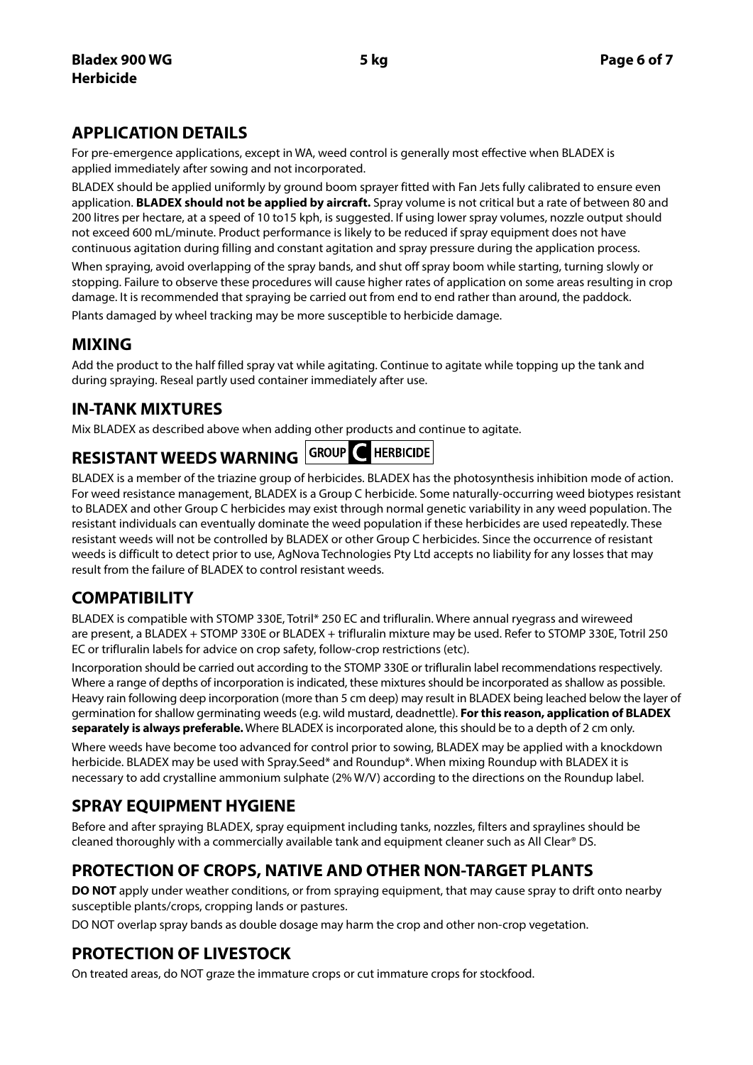## APPLICATION DETAILS

For pre-emergence applications, except in WA, weed control is generally most effective when BLADEX is applied immediately after sowing and not incorporated.

BLADEX should be applied uniformly by ground boom sprayer fitted with Fan Jets fully calibrated to ensure even application. **BLADEX should not be applied by aircraft.** Spray volume is not critical but a rate of between 80 and 200 litres per hectare, at a speed of 10 to15 kph, is suggested. If using lower spray volumes, nozzle output should not exceed 600 mL/minute. Product performance is likely to be reduced if spray equipment does not have continuous agitation during filling and constant agitation and spray pressure during the application process.

When spraying, avoid overlapping of the spray bands, and shut off spray boom while starting, turning slowly or stopping. Failure to observe these procedures will cause higher rates of application on some areas resulting in crop damage. It is recommended that spraying be carried out from end to end rather than around, the paddock.

Plants damaged by wheel tracking may be more susceptible to herbicide damage.

## MIXING

Add the product to the half filled spray vat while agitating. Continue to agitate while topping up the tank and during spraying. Reseal partly used container immediately after use.

## IN-TANK MIXTURES

Mix BLADEX as described above when adding other products and continue to agitate.

## RESISTANT WEEDS WARNING GROUP C HERBICIDE

BLADEX is a member of the triazine group of herbicides. BLADEX has the photosynthesis inhibition mode of action. For weed resistance management, BLADEX is a Group C herbicide. Some naturally-occurring weed biotypes resistant to BLADEX and other Group C herbicides may exist through normal genetic variability in any weed population. The resistant individuals can eventually dominate the weed population if these herbicides are used repeatedly. These resistant weeds will not be controlled by BLADEX or other Group C herbicides. Since the occurrence of resistant weeds is difficult to detect prior to use, AgNova Technologies Pty Ltd accepts no liability for any losses that may result from the failure of BLADEX to control resistant weeds.

## COMPATIBILITY

BLADEX is compatible with STOMP 330E, Totril* 250 EC and trifluralin. Where annual ryegrass and wireweed are present, a BLADEX + STOMP 330E or BLADEX + trifluralin mixture may be used. Refer to STOMP 330E, Totril 250 EC or trifluralin labels for advice on crop safety, follow-crop restrictions (etc).

Incorporation should be carried out according to the STOMP 330E or trifluralin label recommendations respectively. Where a range of depths of incorporation is indicated, these mixtures should be incorporated as shallow as possible. Heavy rain following deep incorporation (more than 5 cm deep) may result in BLADEX being leached below the layer of germination for shallow germinating weeds (e.g. wild mustard, deadnettle). **For this reason, application of BLADEX separately is always preferable.** Where BLADEX is incorporated alone, this should be to a depth of 2 cm only.

Where weeds have become too advanced for control prior to sowing, BLADEX may be applied with a knockdown herbicide. BLADEX may be used with Spray.Seed* and Roundup*. When mixing Roundup with BLADEX it is necessary to add crystalline ammonium sulphate (2% W/V) according to the directions on the Roundup label.

## SPRAY EQUIPMENT HYGIENE

Before and after spraying BLADEX, spray equipment including tanks, nozzles, filters and spraylines should be cleaned thoroughly with a commercially available tank and equipment cleaner such as All Clear® DS.

## PROTECTION OF CROPS, NATIVE AND OTHER NON-TARGET PLANTS

**DO NOT** apply under weather conditions, or from spraying equipment, that may cause spray to drift onto nearby susceptible plants/crops, cropping lands or pastures.

DO NOT overlap spray bands as double dosage may harm the crop and other non-crop vegetation.

## PROTECTION OF LIVESTOCK

On treated areas, do NOT graze the immature crops or cut immature crops for stockfood.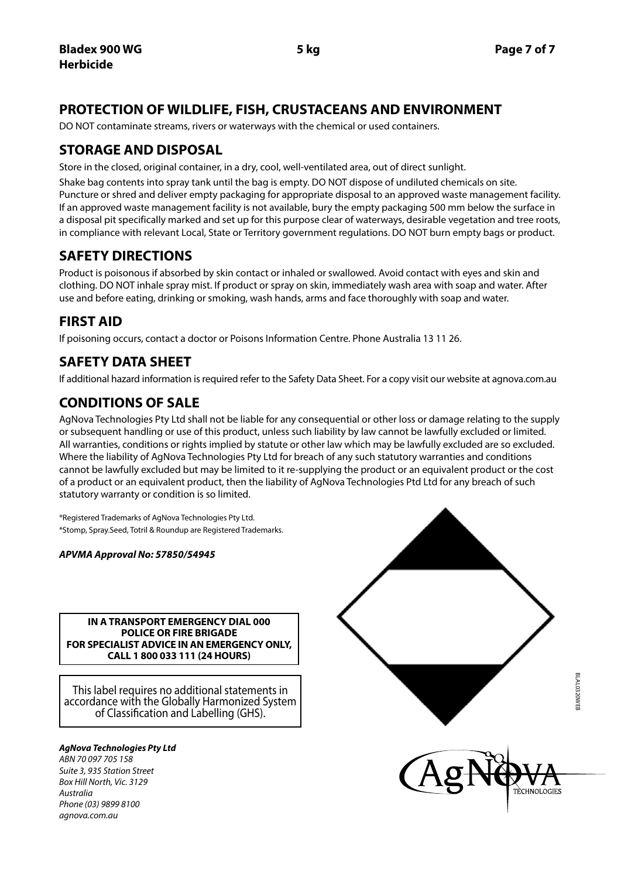## PROTECTION OF WILDLIFE, FISH, CRUSTACEANS AND ENVIRONMENT

DO NOT contaminate streams, rivers or waterways with the chemical or used containers.

## STORAGE AND DISPOSAL

Store in the closed, original container, in a dry, cool, well-ventilated area, out of direct sunlight.

Shake bag contents into spray tank until the bag is empty. DO NOT dispose of undiluted chemicals on site. Puncture or shred and deliver empty packaging for appropriate disposal to an approved waste management facility. If an approved waste management facility is not available, bury the empty packaging 500 mm below the surface in a disposal pit specifically marked and set up for this purpose clear of waterways, desirable vegetation and tree roots, in compliance with relevant Local, State or Territory government regulations. DO NOT burn empty bags or product.

## SAFETY DIRECTIONS

Product is poisonous if absorbed by skin contact or inhaled or swallowed. Avoid contact with eyes and skin and clothing. DO NOT inhale spray mist. If product or spray on skin, immediately wash area with soap and water. After use and before eating, drinking or smoking, wash hands, arms and face thoroughly with soap and water.

## FIRST AID

If poisoning occurs, contact a doctor or Poisons Information Centre. Phone Australia 13 11 26.

## SAFETY DATA SHEET

If additional hazard information is required refer to the Safety Data Sheet. For a copy visit our website at agnova.com.au

## CONDITIONS OF SALE

AgNova Technologies Pty Ltd shall not be liable for any consequential or other loss or damage relating to the supply or subsequent handling or use of this product, unless such liability by law cannot be lawfully excluded or limited. All warranties, conditions or rights implied by statute or other law which may be lawfully excluded are so excluded. Where the liability of AgNova Technologies Pty Ltd for breach of any such statutory warranties and conditions cannot be lawfully excluded but may be limited to it re-supplying the product or an equivalent product or the cost of a product or an equivalent product, then the liability of AgNova Technologies Ptd Ltd for any breach of such statutory warranty or condition is so limited.

®Registered Trademarks of AgNova Technologies Pty Ltd.
*Stomp, Spray.Seed, Totril & Roundup are Registered Trademarks.

***APVMA Approval No: 57850/54945***

**IN A TRANSPORT EMERGENCY DIAL 000**
**POLICE OR FIRE BRIGADE**
**FOR SPECIALIST ADVICE IN AN EMERGENCY ONLY, CALL 1 800 033 111 (24 HOURS)**

This label requires no additional statements in accordance with the Globally Harmonized System of Classification and Labelling (GHS).

***AgNova Technologies Pty Ltd***
*ABN 70 097 705 158*
*Suite 3, 935 Station Street*
*Box Hill North, Vic. 3129*
*Australia*
*Phone (03) 9899 8100*
*agnova.com.au*

BLAL0320WEB

AgNova TECHNOLOGIES